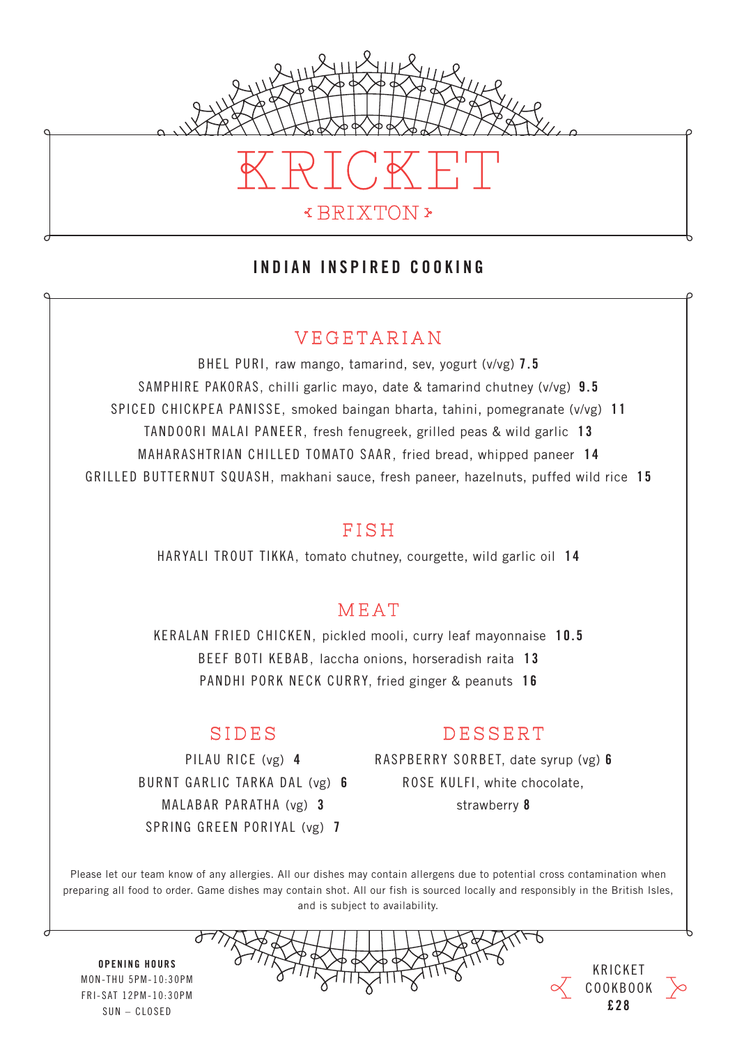# KRICKET

BRIXTON

## INDIAN INSPIRED COOKING

### VEGETARIAN

BHEL PURI, raw mango, tamarind, sev, yogurt (v/vg) **7.5**

SAMPHIRE PAKORAS, chilli garlic mayo, date & tamarind chutney (v/vg) **9.5**

SPICED CHICKPEA PANISSE, smoked baingan bharta, tahini, pomegranate (v/vg) **11**

TANDOORI MALAI PANEER, fresh fenugreek, grilled peas & wild garlic **13**

MAHARASHTRIAN CHILLED TOMATO SAAR, fried bread, whipped paneer **14**

GRILLED BUTTERNUT SQUASH, makhani sauce, fresh paneer, hazelnuts, puffed wild rice **15**

### FISH

HARYALI TROUT TIKKA, tomato chutney, courgette, wild garlic oil **14**

### MEAT

KERALAN FRIED CHICKEN, pickled mooli, curry leaf mayonnaise **10.5**

BEEF BOTI KEBAB, laccha onions, horseradish raita **13**

PANDHI PORK NECK CURRY, fried ginger & peanuts **16**

### SIDES

PILAU RICE (vg) **4**

BURNT GARLIC TARKA DAL (vg) **6**

MALABAR PARATHA (vg) **3**

SPRING GREEN PORIYAL (vg) **7**

### DESSERT

RASPBERRY SORBET, date syrup (vg) **6**

ROSE KULFI, white chocolate, strawberry **8**

Please let our team know of any allergies. All our dishes may contain allergens due to potential cross contamination when preparing all food to order. Game dishes may contain shot. All our fish is sourced locally and responsibly in the British Isles, and is subject to availability.

**OPENING HOURS**

MON-THU 5PM-10:30PM

FRI-SAT 12PM-10:30PM

SUN – CLOSED

KRICKET COOKBOOK **£28**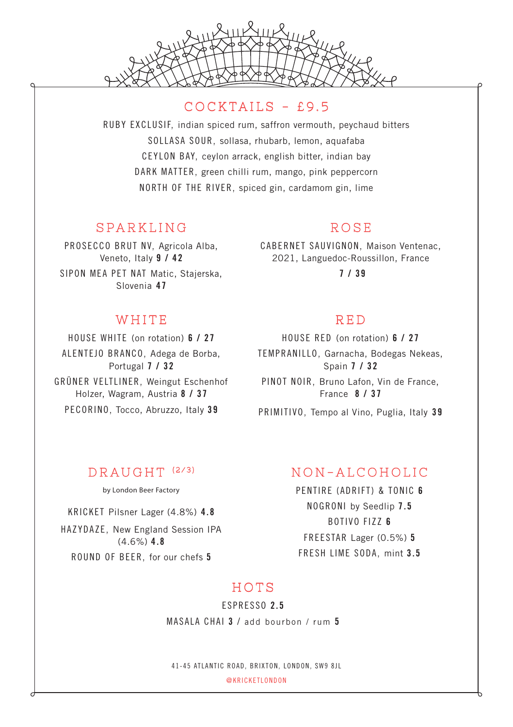## COCKTAILS - £9.5

RUBY EXCLUSIF, indian spiced rum, saffron vermouth, peychaud bitters

SOLLASA SOUR, sollasa, rhubarb, lemon, aquafaba

CEYLON BAY, ceylon arrack, english bitter, indian bay

DARK MATTER, green chilli rum, mango, pink peppercorn

NORTH OF THE RIVER, spiced gin, cardamom gin, lime

## SPARKLING

PROSECCO BRUT NV, Agricola Alba, Veneto, Italy **9 / 42**

SIPON MEA PET NAT Matic, Stajerska, Slovenia **47**

## ROSE

CABERNET SAUVIGNON, Maison Ventenac, 2021, Languedoc-Roussillon, France **7 / 39**

## WHITE

HOUSE WHITE (on rotation) **6 / 27**

ALENTEJO BRANCO, Adega de Borba, Portugal **7 / 32**

GRÜNER VELTLINER, Weingut Eschenhof Holzer, Wagram, Austria **8 / 37**

PECORINO, Tocco, Abruzzo, Italy **39**

## RED

HOUSE RED (on rotation) **6 / 27**

TEMPRANILLO, Garnacha, Bodegas Nekeas, Spain **7 / 32**

PINOT NOIR, Bruno Lafon, Vin de France, France **8 / 37**

PRIMITIVO, Tempo al Vino, Puglia, Italy **39**

## DRAUGHT (2/3)

by London Beer Factory

KRICKET Pilsner Lager (4.8%) **4.8**

HAZYDAZE, New England Session IPA (4.6%) **4.8**

ROUND OF BEER, for our chefs **5**

## NON-ALCOHOLIC

PENTIRE (ADRIFT) & TONIC **6**

NOGRONI by Seedlip **7.5**

BOTIVO FIZZ **6**

FREESTAR Lager (0.5%) **5**

FRESH LIME SODA, mint **3.5**

## HOTS

ESPRESSO **2.5**

MASALA CHAI **3** / add bourbon / rum **5**

41-45 ATLANTIC ROAD, BRIXTON, LONDON, SW9 8JL

@KRICKETLONDON